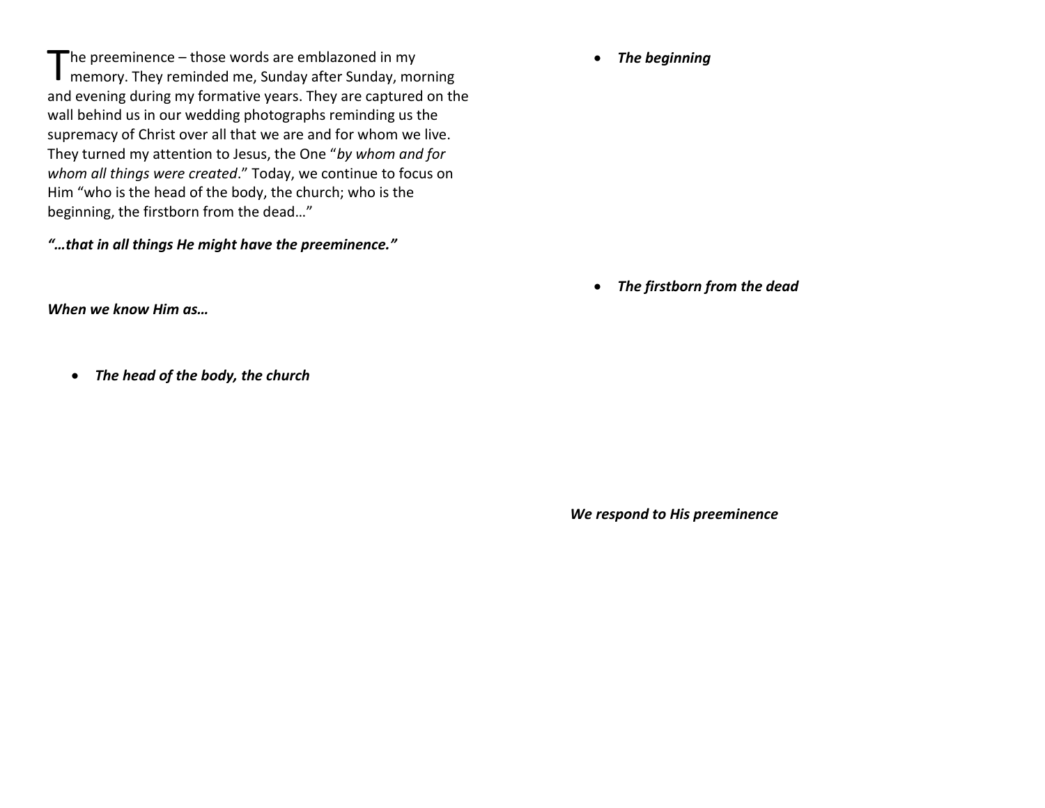The preeminence – those words are emblazoned in my memory. They reminded me, Sunday after Sunday, morning and evening during my formative years. They are captured on the wall behind us in our wedding photographs reminding us the supremacy of Christ over all that we are and for whom we live. They turned my attention to Jesus, the One "*by whom and for whom all things were created*." Today, we continue to focus on Him "who is the head of the body, the church; who is the beginning, the firstborn from the dead…"

***"…that in all things He might have the preeminence."***

***When we know Him as…***

- ***The head of the body, the church***

- ***The beginning***

- ***The firstborn from the dead***

***We respond to His preeminence***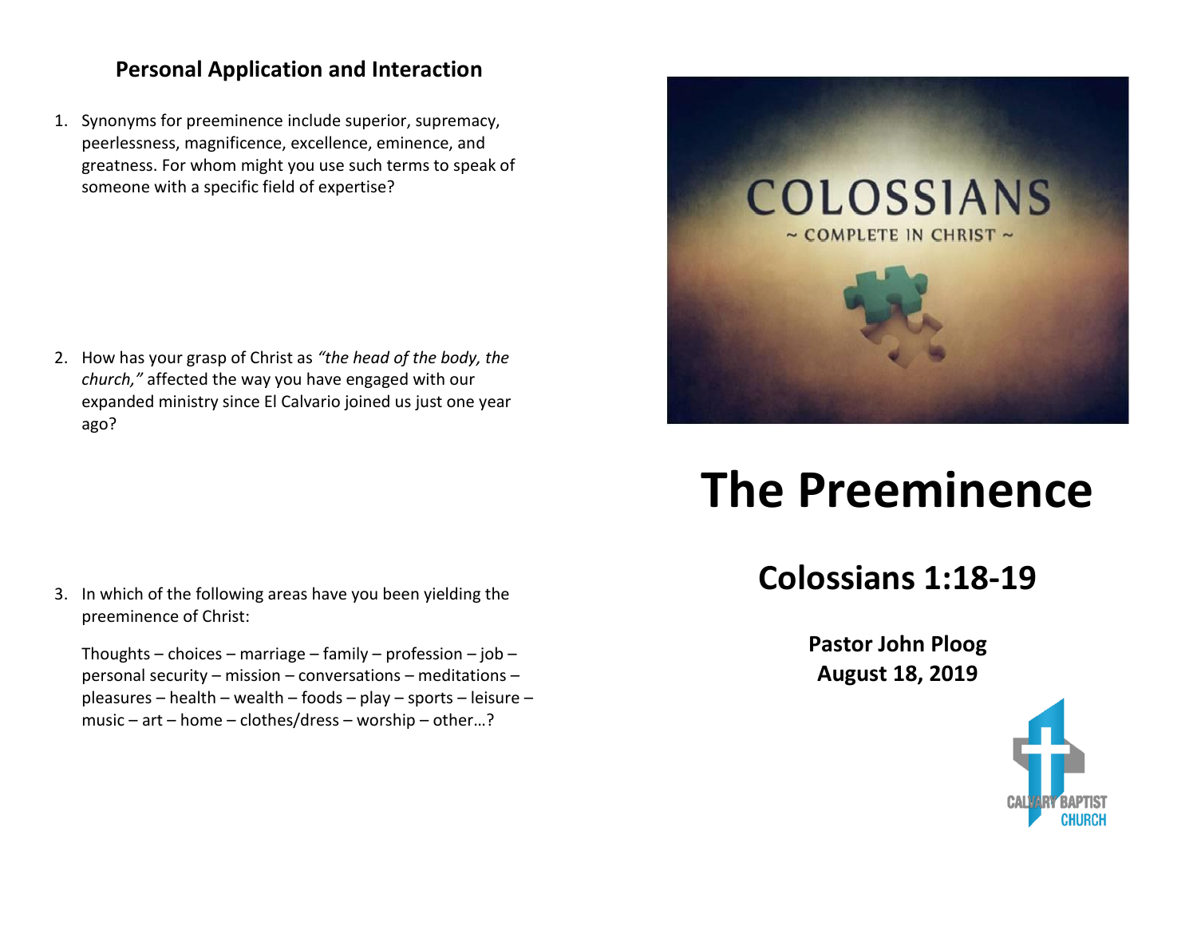## Personal Application and Interaction

1. Synonyms for preeminence include superior, supremacy, peerlessness, magnificence, excellence, eminence, and greatness. For whom might you use such terms to speak of someone with a specific field of expertise?

2. How has your grasp of Christ as *"the head of the body, the church,"* affected the way you have engaged with our expanded ministry since El Calvario joined us just one year ago?

3. In which of the following areas have you been yielding the preeminence of Christ:

   Thoughts – choices – marriage – family – profession – job – personal security – mission – conversations – meditations – pleasures – health – wealth – foods – play – sports – leisure – music – art – home – clothes/dress – worship – other…?

COLOSSIANS

~ COMPLETE IN CHRIST ~

# The Preeminence

## Colossians 1:18-19

**Pastor John Ploog**
**August 18, 2019**

CALVARY BAPTIST CHURCH